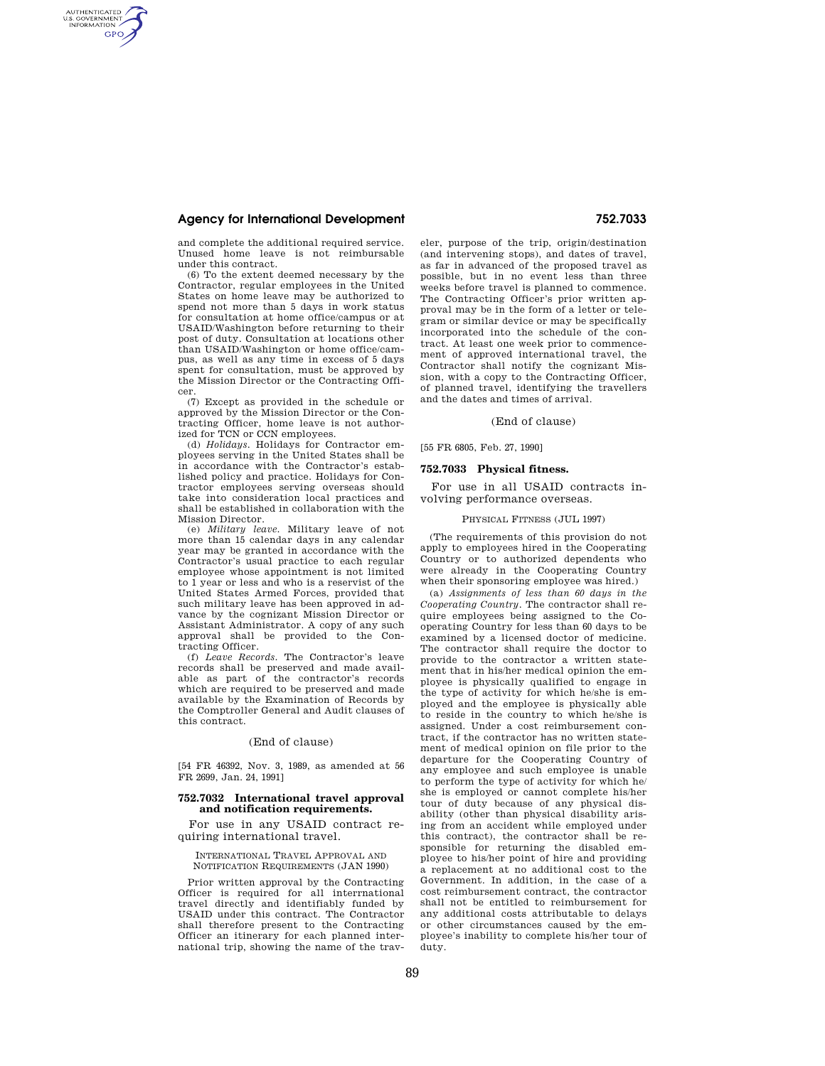and complete the additional required service. Unused home leave is not reimbursable under this contract.

(6) To the extent deemed necessary by the Contractor, regular employees in the United States on home leave may be authorized to spend not more than 5 days in work status for consultation at home office/campus or at USAID/Washington before returning to their post of duty. Consultation at locations other than USAID/Washington or home office/campus, as well as any time in excess of 5 days spent for consultation, must be approved by the Mission Director or the Contracting Officer.

(7) Except as provided in the schedule or approved by the Mission Director or the Contracting Officer, home leave is not authorized for TCN or CCN employees.

(d) *Holidays.* Holidays for Contractor employees serving in the United States shall be in accordance with the Contractor's established policy and practice. Holidays for Contractor employees serving overseas should take into consideration local practices and shall be established in collaboration with the Mission Director.

(e) *Military leave.* Military leave of not more than 15 calendar days in any calendar year may be granted in accordance with the Contractor's usual practice to each regular employee whose appointment is not limited to 1 year or less and who is a reservist of the United States Armed Forces, provided that such military leave has been approved in advance by the cognizant Mission Director or Assistant Administrator. A copy of any such approval shall be provided to the Contracting Officer.

(f) *Leave Records.* The Contractor's leave records shall be preserved and made available as part of the contractor's records which are required to be preserved and made available by the Examination of Records by the Comptroller General and Audit clauses of this contract.

(End of clause)

[54 FR 46392, Nov. 3, 1989, as amended at 56 FR 2699, Jan. 24, 1991]

## 752.7032 International travel approval and notification requirements.

For use in any USAID contract requiring international travel.

INTERNATIONAL TRAVEL APPROVAL AND NOTIFICATION REQUIREMENTS (JAN 1990)

Prior written approval by the Contracting Officer is required for all interrnational travel directly and identifiably funded by USAID under this contract. The Contractor shall therefore present to the Contracting Officer an itinerary for each planned international trip, showing the name of the traveler, purpose of the trip, origin/destination (and intervening stops), and dates of travel, as far in advanced of the proposed travel as possible, but in no event less than three weeks before travel is planned to commence. The Contracting Officer's prior written approval may be in the form of a letter or telegram or similar device or may be specifically incorporated into the schedule of the contract. At least one week prior to commencement of approved international travel, the Contractor shall notify the cognizant Mission, with a copy to the Contracting Officer, of planned travel, identifying the travellers and the dates and times of arrival.

(End of clause)

[55 FR 6805, Feb. 27, 1990]

## 752.7033 Physical fitness.

For use in all USAID contracts involving performance overseas.

PHYSICAL FITNESS (JUL 1997)

(The requirements of this provision do not apply to employees hired in the Cooperating Country or to authorized dependents who were already in the Cooperating Country when their sponsoring employee was hired.)

(a) *Assignments of less than 60 days in the Cooperating Country.* The contractor shall require employees being assigned to the Cooperating Country for less than 60 days to be examined by a licensed doctor of medicine. The contractor shall require the doctor to provide to the contractor a written statement that in his/her medical opinion the employee is physically qualified to engage in the type of activity for which he/she is employed and the employee is physically able to reside in the country to which he/she is assigned. Under a cost reimbursement contract, if the contractor has no written statement of medical opinion on file prior to the departure for the Cooperating Country of any employee and such employee is unable to perform the type of activity for which he/she is employed or cannot complete his/her tour of duty because of any physical disability (other than physical disability arising from an accident while employed under this contract), the contractor shall be responsible for returning the disabled employee to his/her point of hire and providing a replacement at no additional cost to the Government. In addition, in the case of a cost reimbursement contract, the contractor shall not be entitled to reimbursement for any additional costs attributable to delays or other circumstances caused by the employee's inability to complete his/her tour of duty.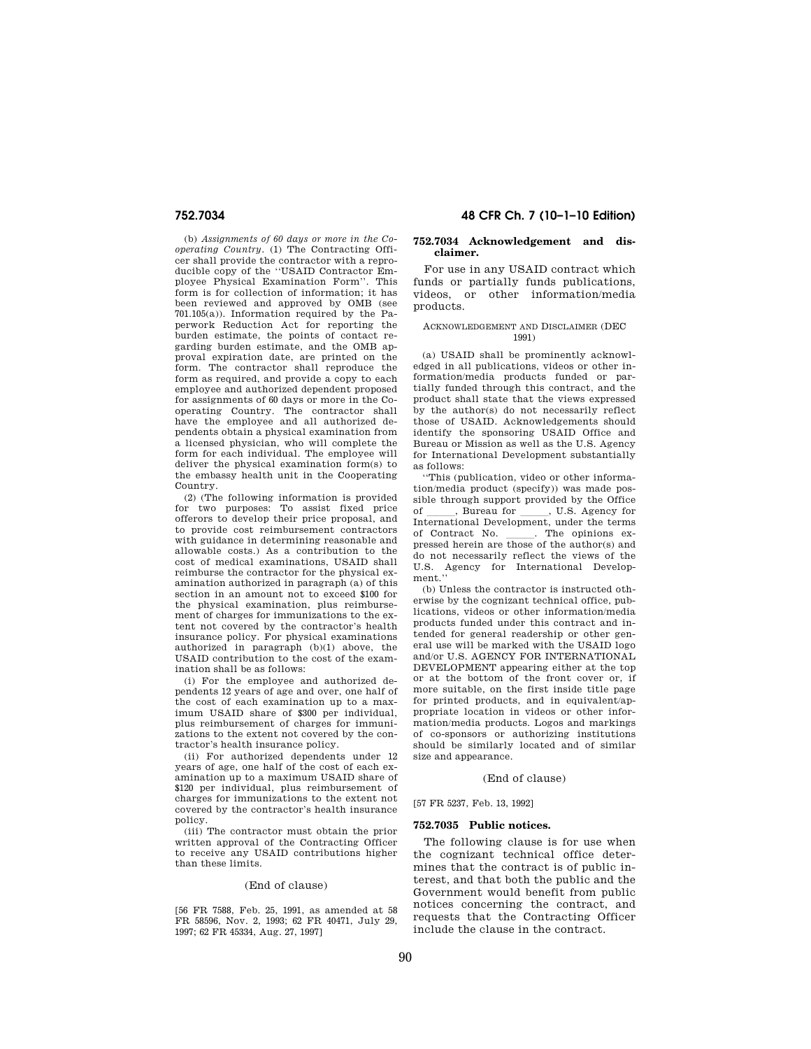(b) *Assignments of 60 days or more in the Cooperating Country*. (1) The Contracting Officer shall provide the contractor with a reproducible copy of the ''USAID Contractor Employee Physical Examination Form''. This form is for collection of information; it has been reviewed and approved by OMB (see 701.105(a)). Information required by the Paperwork Reduction Act for reporting the burden estimate, the points of contact regarding burden estimate, and the OMB approval expiration date, are printed on the form. The contractor shall reproduce the form as required, and provide a copy to each employee and authorized dependent proposed for assignments of 60 days or more in the Cooperating Country. The contractor shall have the employee and all authorized dependents obtain a physical examination from a licensed physician, who will complete the form for each individual. The employee will deliver the physical examination form(s) to the embassy health unit in the Cooperating Country.

(2) (The following information is provided for two purposes: To assist fixed price offerors to develop their price proposal, and to provide cost reimbursement contractors with guidance in determining reasonable and allowable costs.) As a contribution to the cost of medical examinations, USAID shall reimburse the contractor for the physical examination authorized in paragraph (a) of this section in an amount not to exceed $100 for the physical examination, plus reimbursement of charges for immunizations to the extent not covered by the contractor's health insurance policy. For physical examinations authorized in paragraph (b)(1) above, the USAID contribution to the cost of the examination shall be as follows:

(i) For the employee and authorized dependents 12 years of age and over, one half of the cost of each examination up to a maximum USAID share of $300 per individual, plus reimbursement of charges for immunizations to the extent not covered by the contractor's health insurance policy.

(ii) For authorized dependents under 12 years of age, one half of the cost of each examination up to a maximum USAID share of $120 per individual, plus reimbursement of charges for immunizations to the extent not covered by the contractor's health insurance policy.

(iii) The contractor must obtain the prior written approval of the Contracting Officer to receive any USAID contributions higher than these limits.

(End of clause)

[56 FR 7588, Feb. 25, 1991, as amended at 58 FR 58596, Nov. 2, 1993; 62 FR 40471, July 29, 1997; 62 FR 45334, Aug. 27, 1997]

### 752.7034 Acknowledgement and disclaimer.

For use in any USAID contract which funds or partially funds publications, videos, or other information/media products.

ACKNOWLEDGEMENT AND DISCLAIMER (DEC 1991)

(a) USAID shall be prominently acknowledged in all publications, videos or other information/media products funded or partially funded through this contract, and the product shall state that the views expressed by the author(s) do not necessarily reflect those of USAID. Acknowledgements should identify the sponsoring USAID Office and Bureau or Mission as well as the U.S. Agency for International Development substantially as follows:

''This (publication, video or other information/media product (specify)) was made possible through support provided by the Office of \_\_\_\_\_, Bureau for \_\_\_\_\_, U.S. Agency for International Development, under the terms of Contract No. \_\_\_\_\_. The opinions expressed herein are those of the author(s) and do not necessarily reflect the views of the U.S. Agency for International Development.''

(b) Unless the contractor is instructed otherwise by the cognizant technical office, publications, videos or other information/media products funded under this contract and intended for general readership or other general use will be marked with the USAID logo and/or U.S. AGENCY FOR INTERNATIONAL DEVELOPMENT appearing either at the top or at the bottom of the front cover or, if more suitable, on the first inside title page for printed products, and in equivalent/appropriate location in videos or other information/media products. Logos and markings of co-sponsors or authorizing institutions should be similarly located and of similar size and appearance.

(End of clause)

[57 FR 5237, Feb. 13, 1992]

### 752.7035 Public notices.

The following clause is for use when the cognizant technical office determines that the contract is of public interest, and that both the public and the Government would benefit from public notices concerning the contract, and requests that the Contracting Officer include the clause in the contract.